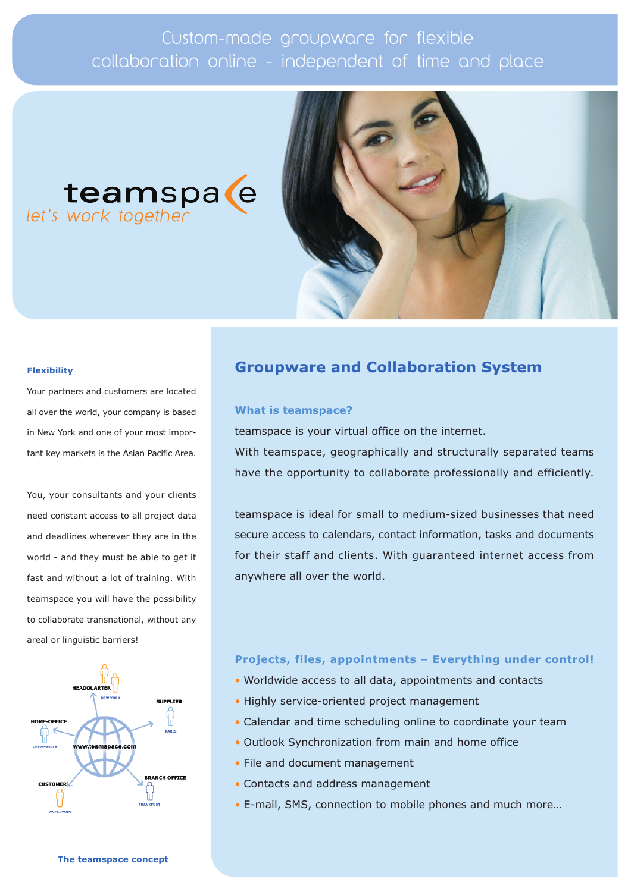# Custom-made groupware for flexible collaboration online - independent of time and place

teamspace
*let's work together*

## Groupware and Collaboration System

### What is teamspace?

teamspace is your virtual office on the internet.
With teamspace, geographically and structurally separated teams have the opportunity to collaborate professionally and efficiently.

teamspace is ideal for small to medium-sized businesses that need secure access to calendars, contact information, tasks and documents for their staff and clients. With guaranteed internet access from anywhere all over the world.

### Projects, files, appointments – Everything under control!

- Worldwide access to all data, appointments and contacts
- Highly service-oriented project management
- Calendar and time scheduling online to coordinate your team
- Outlook Synchronization from main and home office
- File and document management
- Contacts and address management
- E-mail, SMS, connection to mobile phones and much more…

**Flexibility**

Your partners and customers are located all over the world, your company is based in New York and one of your most important key markets is the Asian Pacific Area.

You, your consultants and your clients need constant access to all project data and deadlines wherever they are in the world - and they must be able to get it fast and without a lot of training. With teamspace you will have the possibility to collaborate transnational, without any areal or linguistic barriers!

HEADQUARTER – NEW YORK
SUPPLIER – PARIS
HOME-OFFICE – LOS ANGELES
www.teamspace.com
BRANCH OFFICE – FRANKFURT
CUSTOMER – WORLDWIDE

**The teamspace concept**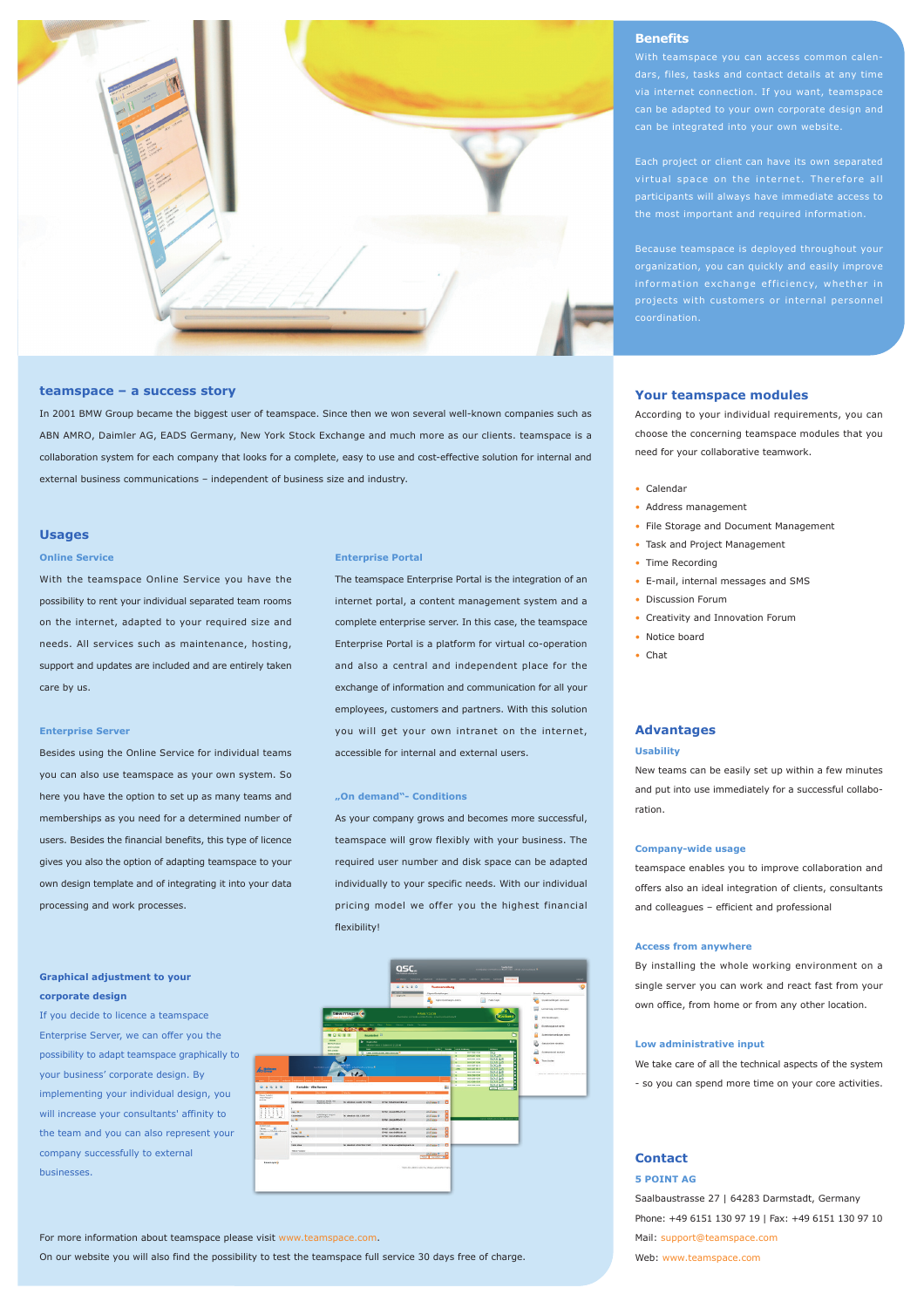## Benefits

With teamspace you can access common calendars, files, tasks and contact details at any time via internet connection. If you want, teamspace can be adapted to your own corporate design and can be integrated into your own website.

Each project or client can have its own separated virtual space on the internet. Therefore all participants will always have immediate access to the most important and required information.

Because teamspace is deployed throughout your organization, you can quickly and easily improve information exchange efficiency, whether in projects with customers or internal personnel coordination.

## teamspace – a success story

In 2001 BMW Group became the biggest user of teamspace. Since then we won several well-known companies such as ABN AMRO, Daimler AG, EADS Germany, New York Stock Exchange and much more as our clients. teamspace is a collaboration system for each company that looks for a complete, easy to use and cost-effective solution for internal and external business communications – independent of business size and industry.

## Usages

### Online Service

With the teamspace Online Service you have the possibility to rent your individual separated team rooms on the internet, adapted to your required size and needs. All services such as maintenance, hosting, support and updates are included and are entirely taken care of by us.

### Enterprise Server

Besides using the Online Service for individual teams you can also use teamspace as your own system. So here you have the option to set up as many teams and memberships as you need for a determined number of users. Besides the financial benefits, this type of licence gives you also the option of adapting teamspace to your own design template and of integrating it into your data processing and work processes.

### Enterprise Portal

The teamspace Enterprise Portal is the integration of an internet portal, a content management system and a complete enterprise server. In this case, the teamspace Enterprise Portal is a platform for virtual co-operation and also a central and independent place for the exchange of information and communication for all your employees, customers and partners. With this solution you will get your own intranet on the internet, accessible for internal and external users.

### „On demand"- Conditions

As your company grows and becomes more successful, teamspace will grow flexibly with your business. The required user number and disk space can be adapted individually to your specific needs. With our individual pricing model we offer you the highest financial flexibility!

### Graphical adjustment to your corporate design

If you decide to licence a teamspace Enterprise Server, we can offer you the possibility to adapt teamspace graphically to your business' corporate design. By implementing your individual design, you will increase your consultants' affinity to the team and you can also represent your company successfully to external businesses.

For more information about teamspace please visit www.teamspace.com.

On our website you will also find the possibility to test the teamspace full service 30 days free of charge.

## Your teamspace modules

According to your individual requirements, you can choose the concerning teamspace modules that you need for your collaborative teamwork.

- Calendar
- Address management
- File Storage and Document Management
- Task and Project Management
- Time Recording
- E-mail, internal messages and SMS
- Discussion Forum
- Creativity and Innovation Forum
- Notice board
- Chat

## Advantages

### Usability

New teams can be easily set up within a few minutes and put into use immediately for a successful collaboration.

### Company-wide usage

teamspace enables you to improve collaboration and offers also an ideal integration of clients, consultants and colleagues – efficient and professional

### Access from anywhere

By installing the whole working environment on a single server you can work and react fast from your own office, from home or from any other location.

### Low administrative input

We take care of all the technical aspects of the system - so you can spend more time on your core activities.

## Contact

**5 POINT AG**

Saalbaustrasse 27 | 64283 Darmstadt, Germany

Phone: +49 6151 130 97 19 | Fax: +49 6151 130 97 10

Mail: support@teamspace.com

Web: www.teamspace.com